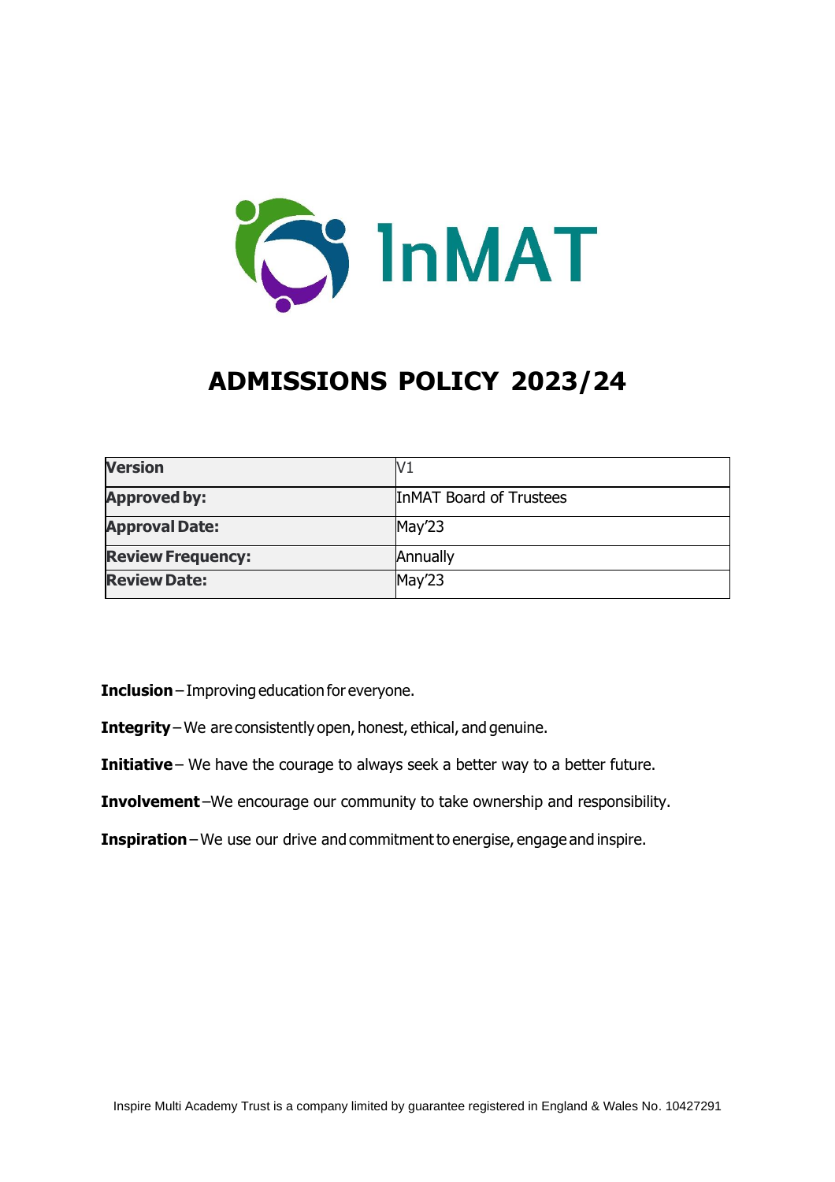InMAT

# ADMISSIONS POLICY 2023/24

| Version | V1 |
|---|---|
| Approved by: | InMAT Board of Trustees |
| Approval Date: | May'23 |
| Review Frequency: | Annually |
| Review Date: | May'23 |

**Inclusion** – Improving education for everyone.

**Integrity** – We are consistently open, honest, ethical, and genuine.

**Initiative** – We have the courage to always seek a better way to a better future.

**Involvement** –We encourage our community to take ownership and responsibility.

**Inspiration** – We use our drive and commitment to energise, engage and inspire.

Inspire Multi Academy Trust is a company limited by guarantee registered in England & Wales No. 10427291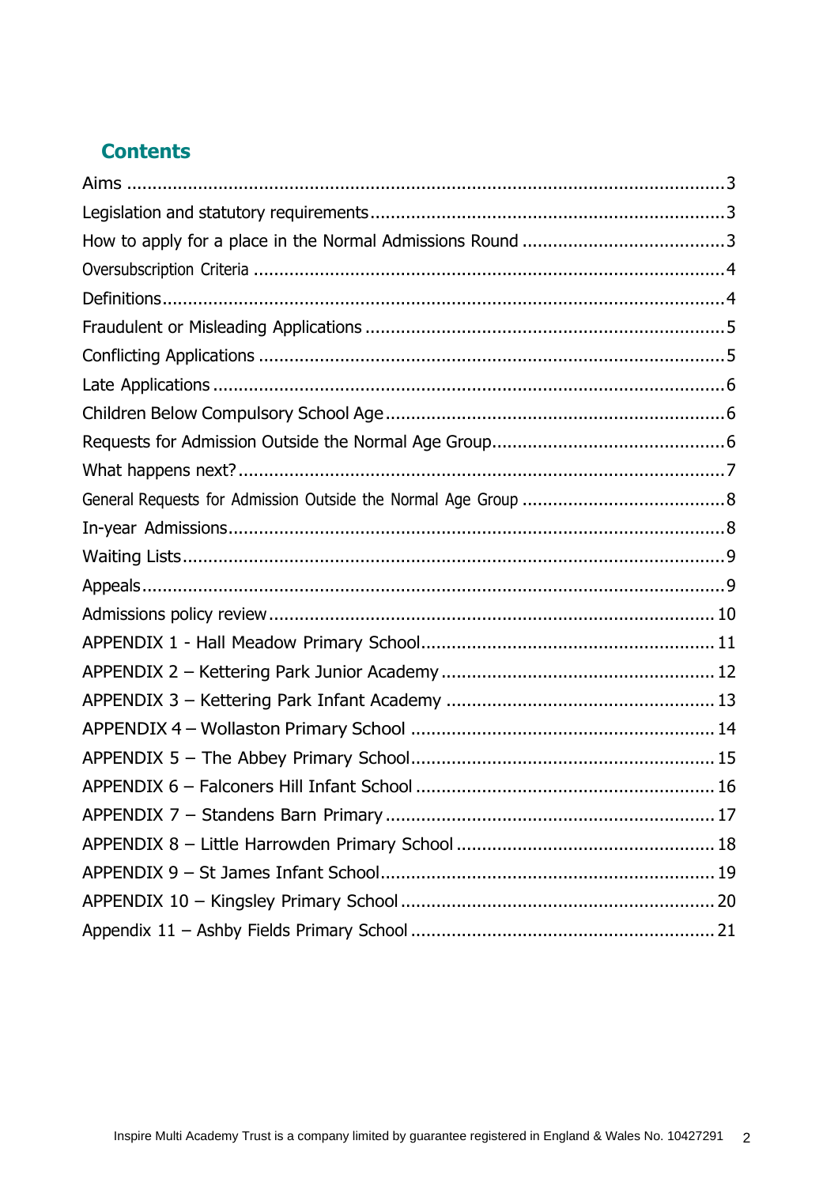## Contents

- Aims .......... 3
- Legislation and statutory requirements .......... 3
- How to apply for a place in the Normal Admissions Round .......... 3
- Oversubscription Criteria .......... 4
- Definitions .......... 4
- Fraudulent or Misleading Applications .......... 5
- Conflicting Applications .......... 5
- Late Applications .......... 6
- Children Below Compulsory School Age .......... 6
- Requests for Admission Outside the Normal Age Group .......... 6
- What happens next? .......... 7
- General Requests for Admission Outside the Normal Age Group .......... 8
- In-year Admissions .......... 8
- Waiting Lists .......... 9
- Appeals .......... 9
- Admissions policy review .......... 10
- APPENDIX 1 - Hall Meadow Primary School .......... 11
- APPENDIX 2 – Kettering Park Junior Academy .......... 12
- APPENDIX 3 – Kettering Park Infant Academy .......... 13
- APPENDIX 4 – Wollaston Primary School .......... 14
- APPENDIX 5 – The Abbey Primary School .......... 15
- APPENDIX 6 – Falconers Hill Infant School .......... 16
- APPENDIX 7 – Standens Barn Primary .......... 17
- APPENDIX 8 – Little Harrowden Primary School .......... 18
- APPENDIX 9 – St James Infant School .......... 19
- APPENDIX 10 – Kingsley Primary School .......... 20
- Appendix 11 – Ashby Fields Primary School .......... 21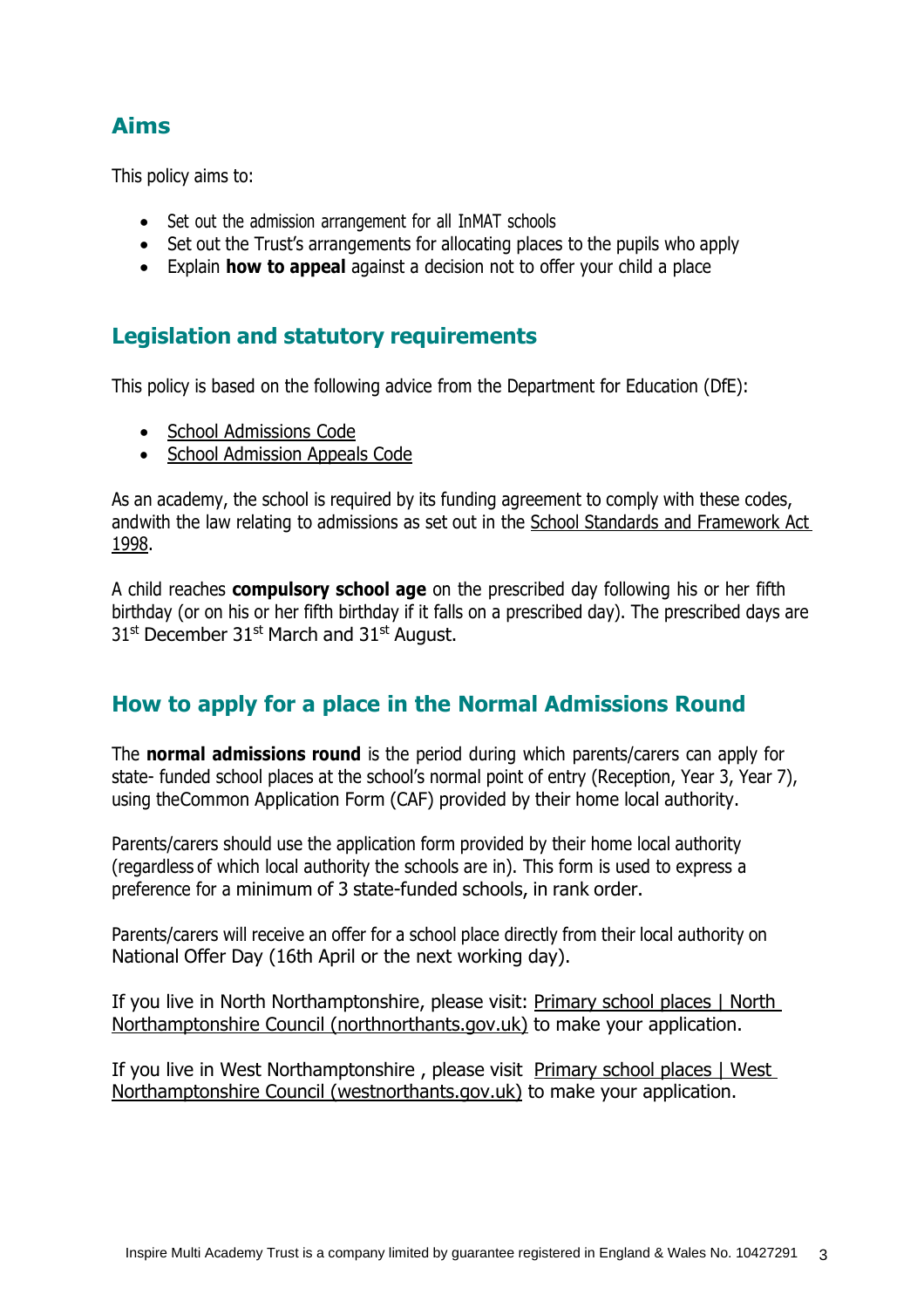## Aims

This policy aims to:

- Set out the admission arrangement for all InMAT schools
- Set out the Trust's arrangements for allocating places to the pupils who apply
- Explain **how to appeal** against a decision not to offer your child a place

## Legislation and statutory requirements

This policy is based on the following advice from the Department for Education (DfE):

- School Admissions Code
- School Admission Appeals Code

As an academy, the school is required by its funding agreement to comply with these codes, andwith the law relating to admissions as set out in the School Standards and Framework Act 1998.

A child reaches **compulsory school age** on the prescribed day following his or her fifth birthday (or on his or her fifth birthday if it falls on a prescribed day). The prescribed days are 31st December 31st March and 31st August.

## How to apply for a place in the Normal Admissions Round

The **normal admissions round** is the period during which parents/carers can apply for state- funded school places at the school's normal point of entry (Reception, Year 3, Year 7), using theCommon Application Form (CAF) provided by their home local authority.

Parents/carers should use the application form provided by their home local authority (regardless of which local authority the schools are in). This form is used to express a preference for a minimum of 3 state-funded schools, in rank order.

Parents/carers will receive an offer for a school place directly from their local authority on National Offer Day (16th April or the next working day).

If you live in North Northamptonshire, please visit: Primary school places | North Northamptonshire Council (northnorthants.gov.uk) to make your application.

If you live in West Northamptonshire , please visit Primary school places | West Northamptonshire Council (westnorthants.gov.uk) to make your application.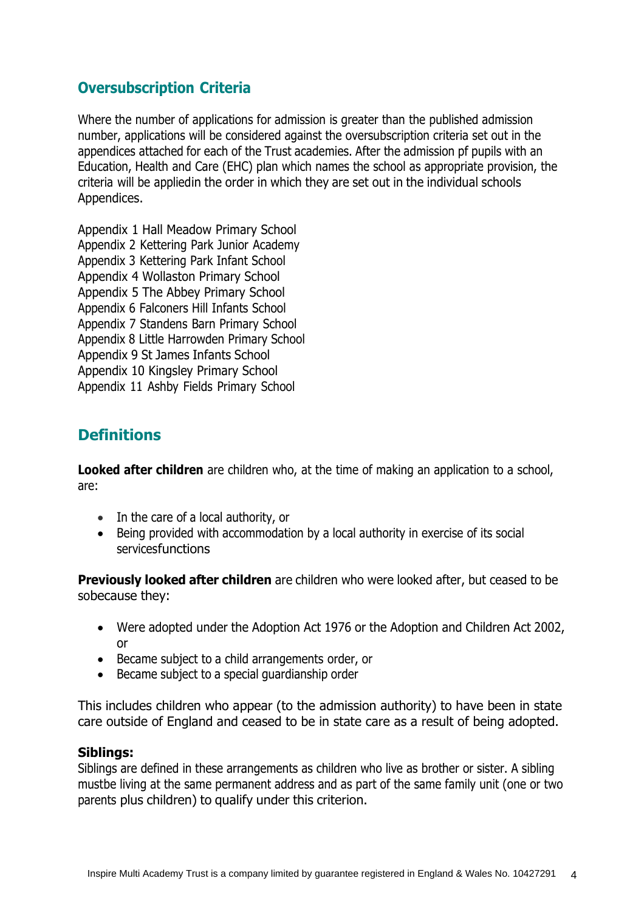## Oversubscription Criteria

Where the number of applications for admission is greater than the published admission number, applications will be considered against the oversubscription criteria set out in the appendices attached for each of the Trust academies. After the admission pf pupils with an Education, Health and Care (EHC) plan which names the school as appropriate provision, the criteria will be appliedin the order in which they are set out in the individual schools Appendices.

Appendix 1 Hall Meadow Primary School
Appendix 2 Kettering Park Junior Academy
Appendix 3 Kettering Park Infant School
Appendix 4 Wollaston Primary School
Appendix 5 The Abbey Primary School
Appendix 6 Falconers Hill Infants School
Appendix 7 Standens Barn Primary School
Appendix 8 Little Harrowden Primary School
Appendix 9 St James Infants School
Appendix 10 Kingsley Primary School
Appendix 11 Ashby Fields Primary School

## Definitions

**Looked after children** are children who, at the time of making an application to a school, are:

- In the care of a local authority, or
- Being provided with accommodation by a local authority in exercise of its social servicesfunctions

**Previously looked after children** are children who were looked after, but ceased to be sobecause they:

- Were adopted under the Adoption Act 1976 or the Adoption and Children Act 2002, or
- Became subject to a child arrangements order, or
- Became subject to a special guardianship order

This includes children who appear (to the admission authority) to have been in state care outside of England and ceased to be in state care as a result of being adopted.

**Siblings:**
Siblings are defined in these arrangements as children who live as brother or sister. A sibling mustbe living at the same permanent address and as part of the same family unit (one or two parents plus children) to qualify under this criterion.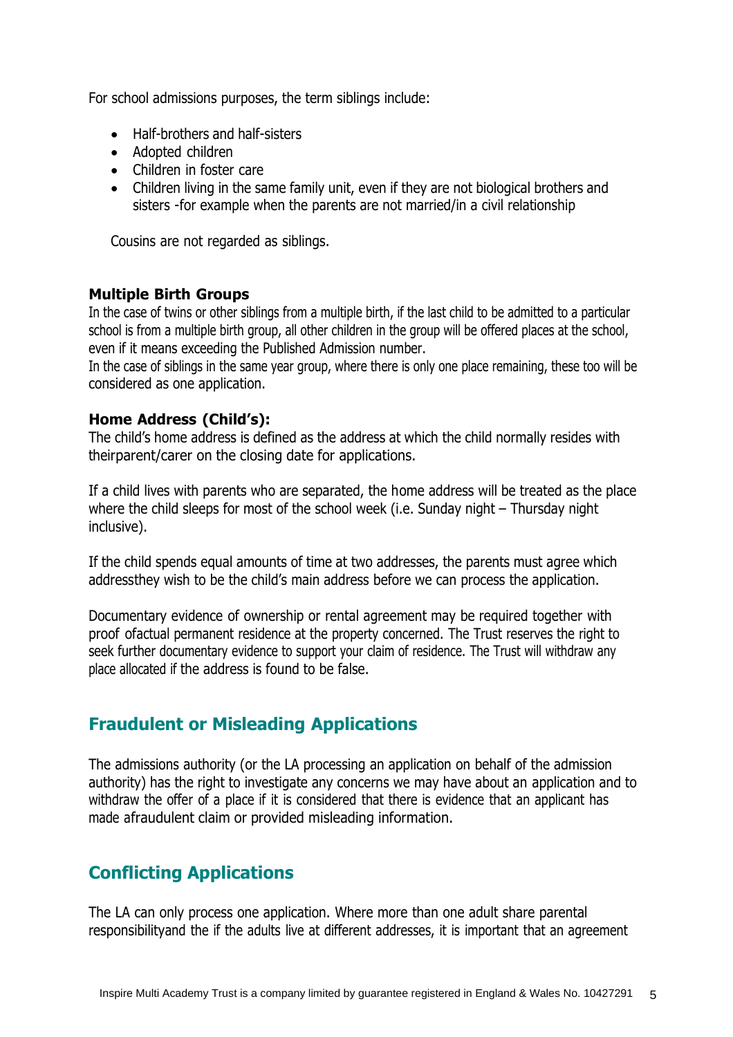For school admissions purposes, the term siblings include:

- Half-brothers and half-sisters
- Adopted children
- Children in foster care
- Children living in the same family unit, even if they are not biological brothers and sisters -for example when the parents are not married/in a civil relationship

Cousins are not regarded as siblings.

**Multiple Birth Groups**

In the case of twins or other siblings from a multiple birth, if the last child to be admitted to a particular school is from a multiple birth group, all other children in the group will be offered places at the school, even if it means exceeding the Published Admission number.

In the case of siblings in the same year group, where there is only one place remaining, these too will be considered as one application.

**Home Address (Child's):**

The child's home address is defined as the address at which the child normally resides with theirparent/carer on the closing date for applications.

If a child lives with parents who are separated, the home address will be treated as the place where the child sleeps for most of the school week (i.e. Sunday night – Thursday night inclusive).

If the child spends equal amounts of time at two addresses, the parents must agree which addressthey wish to be the child's main address before we can process the application.

Documentary evidence of ownership or rental agreement may be required together with proof ofactual permanent residence at the property concerned. The Trust reserves the right to seek further documentary evidence to support your claim of residence. The Trust will withdraw any place allocated if the address is found to be false.

## Fraudulent or Misleading Applications

The admissions authority (or the LA processing an application on behalf of the admission authority) has the right to investigate any concerns we may have about an application and to withdraw the offer of a place if it is considered that there is evidence that an applicant has made afraudulent claim or provided misleading information.

## Conflicting Applications

The LA can only process one application. Where more than one adult share parental responsibilityand the if the adults live at different addresses, it is important that an agreement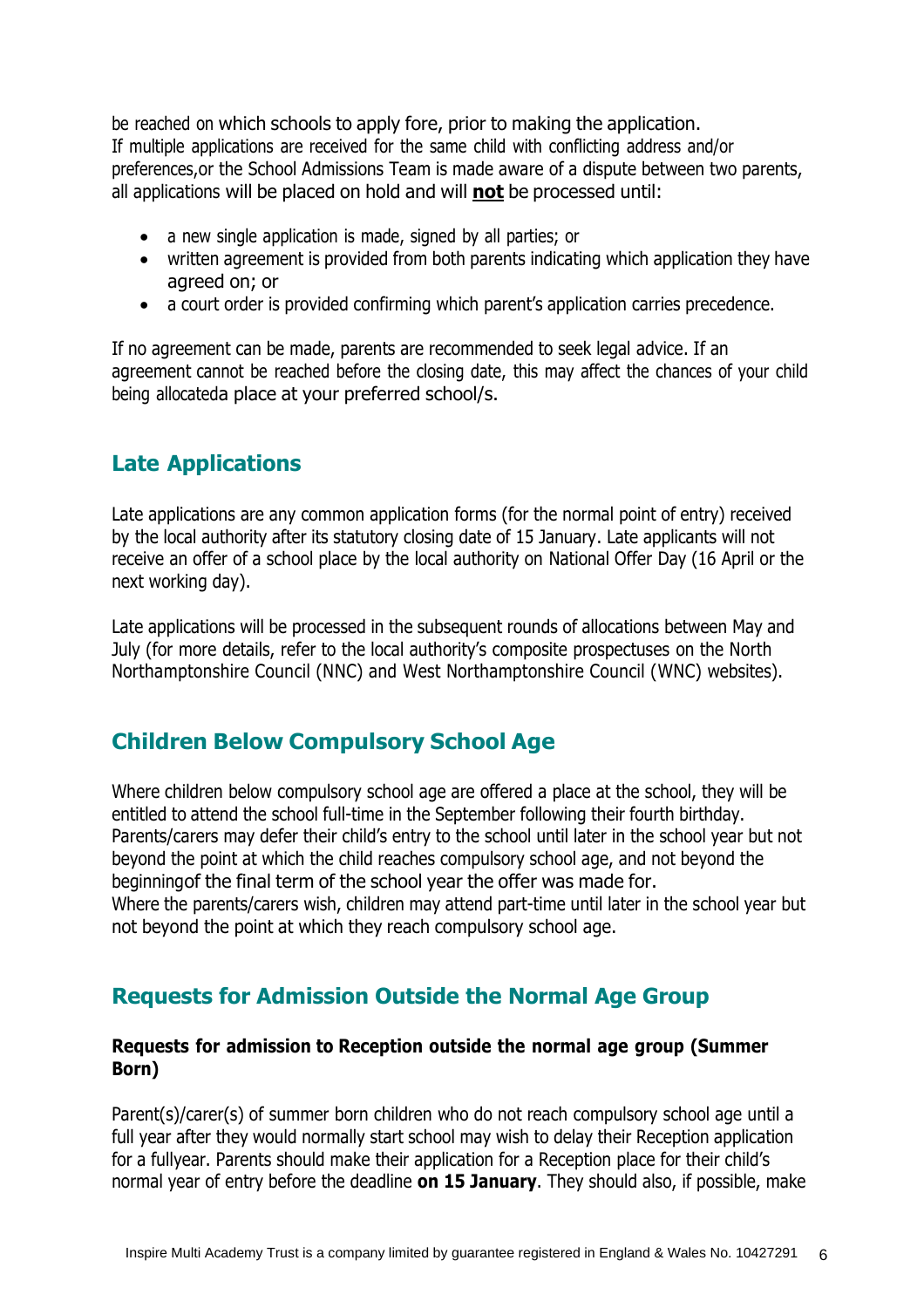be reached on which schools to apply fore, prior to making the application.
If multiple applications are received for the same child with conflicting address and/or preferences,or the School Admissions Team is made aware of a dispute between two parents, all applications will be placed on hold and will **not** be processed until:

- a new single application is made, signed by all parties; or
- written agreement is provided from both parents indicating which application they have agreed on; or
- a court order is provided confirming which parent's application carries precedence.

If no agreement can be made, parents are recommended to seek legal advice. If an agreement cannot be reached before the closing date, this may affect the chances of your child being allocateda place at your preferred school/s.

## Late Applications

Late applications are any common application forms (for the normal point of entry) received by the local authority after its statutory closing date of 15 January. Late applicants will not receive an offer of a school place by the local authority on National Offer Day (16 April or the next working day).

Late applications will be processed in the subsequent rounds of allocations between May and July (for more details, refer to the local authority's composite prospectuses on the North Northamptonshire Council (NNC) and West Northamptonshire Council (WNC) websites).

## Children Below Compulsory School Age

Where children below compulsory school age are offered a place at the school, they will be entitled to attend the school full-time in the September following their fourth birthday. Parents/carers may defer their child's entry to the school until later in the school year but not beyond the point at which the child reaches compulsory school age, and not beyond the beginningof the final term of the school year the offer was made for.
Where the parents/carers wish, children may attend part-time until later in the school year but not beyond the point at which they reach compulsory school age.

## Requests for Admission Outside the Normal Age Group

**Requests for admission to Reception outside the normal age group (Summer Born)**

Parent(s)/carer(s) of summer born children who do not reach compulsory school age until a full year after they would normally start school may wish to delay their Reception application for a fullyear. Parents should make their application for a Reception place for their child's normal year of entry before the deadline **on 15 January**. They should also, if possible, make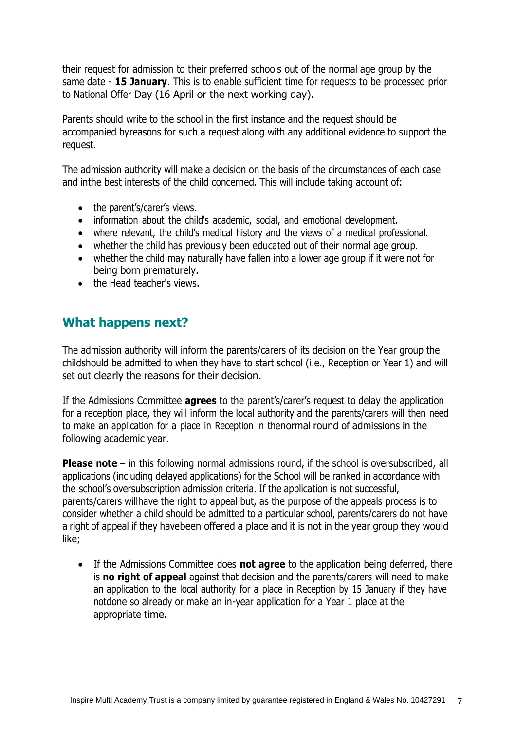their request for admission to their preferred schools out of the normal age group by the same date - **15 January**. This is to enable sufficient time for requests to be processed prior to National Offer Day (16 April or the next working day).

Parents should write to the school in the first instance and the request should be accompanied byreasons for such a request along with any additional evidence to support the request.

The admission authority will make a decision on the basis of the circumstances of each case and inthe best interests of the child concerned. This will include taking account of:

- the parent's/carer's views.
- information about the child's academic, social, and emotional development.
- where relevant, the child's medical history and the views of a medical professional.
- whether the child has previously been educated out of their normal age group.
- whether the child may naturally have fallen into a lower age group if it were not for being born prematurely.
- the Head teacher's views.

## What happens next?

The admission authority will inform the parents/carers of its decision on the Year group the childshould be admitted to when they have to start school (i.e., Reception or Year 1) and will set out clearly the reasons for their decision.

If the Admissions Committee **agrees** to the parent's/carer's request to delay the application for a reception place, they will inform the local authority and the parents/carers will then need to make an application for a place in Reception in thenormal round of admissions in the following academic year.

**Please note** – in this following normal admissions round, if the school is oversubscribed, all applications (including delayed applications) for the School will be ranked in accordance with the school's oversubscription admission criteria. If the application is not successful, parents/carers willhave the right to appeal but, as the purpose of the appeals process is to consider whether a child should be admitted to a particular school, parents/carers do not have a right of appeal if they havebeen offered a place and it is not in the year group they would like;

- If the Admissions Committee does **not agree** to the application being deferred, there is **no right of appeal** against that decision and the parents/carers will need to make an application to the local authority for a place in Reception by 15 January if they have notdone so already or make an in-year application for a Year 1 place at the appropriate time.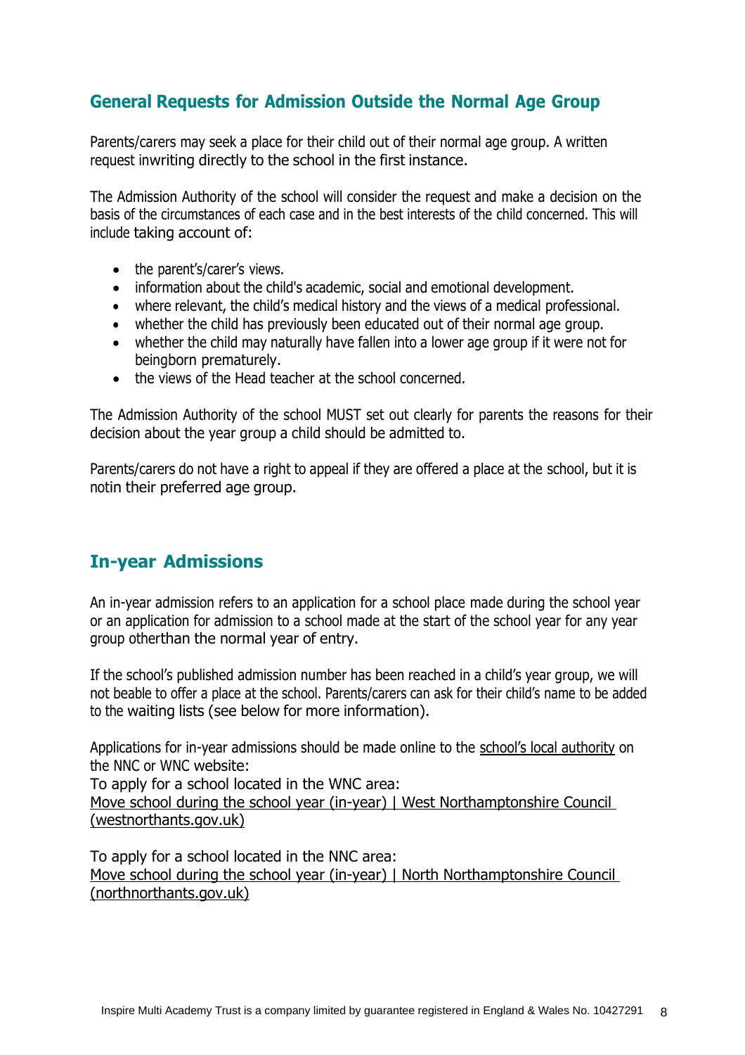## General Requests for Admission Outside the Normal Age Group

Parents/carers may seek a place for their child out of their normal age group. A written request inwriting directly to the school in the first instance.

The Admission Authority of the school will consider the request and make a decision on the basis of the circumstances of each case and in the best interests of the child concerned. This will include taking account of:

- the parent's/carer's views.
- information about the child's academic, social and emotional development.
- where relevant, the child's medical history and the views of a medical professional.
- whether the child has previously been educated out of their normal age group.
- whether the child may naturally have fallen into a lower age group if it were not for beingborn prematurely.
- the views of the Head teacher at the school concerned.

The Admission Authority of the school MUST set out clearly for parents the reasons for their decision about the year group a child should be admitted to.

Parents/carers do not have a right to appeal if they are offered a place at the school, but it is notin their preferred age group.

## In-year Admissions

An in-year admission refers to an application for a school place made during the school year or an application for admission to a school made at the start of the school year for any year group otherthan the normal year of entry.

If the school's published admission number has been reached in a child's year group, we will not beable to offer a place at the school. Parents/carers can ask for their child's name to be added to the waiting lists (see below for more information).

Applications for in-year admissions should be made online to the school's local authority on the NNC or WNC website:
To apply for a school located in the WNC area:
Move school during the school year (in-year) | West Northamptonshire Council (westnorthants.gov.uk)

To apply for a school located in the NNC area:
Move school during the school year (in-year) | North Northamptonshire Council (northnorthants.gov.uk)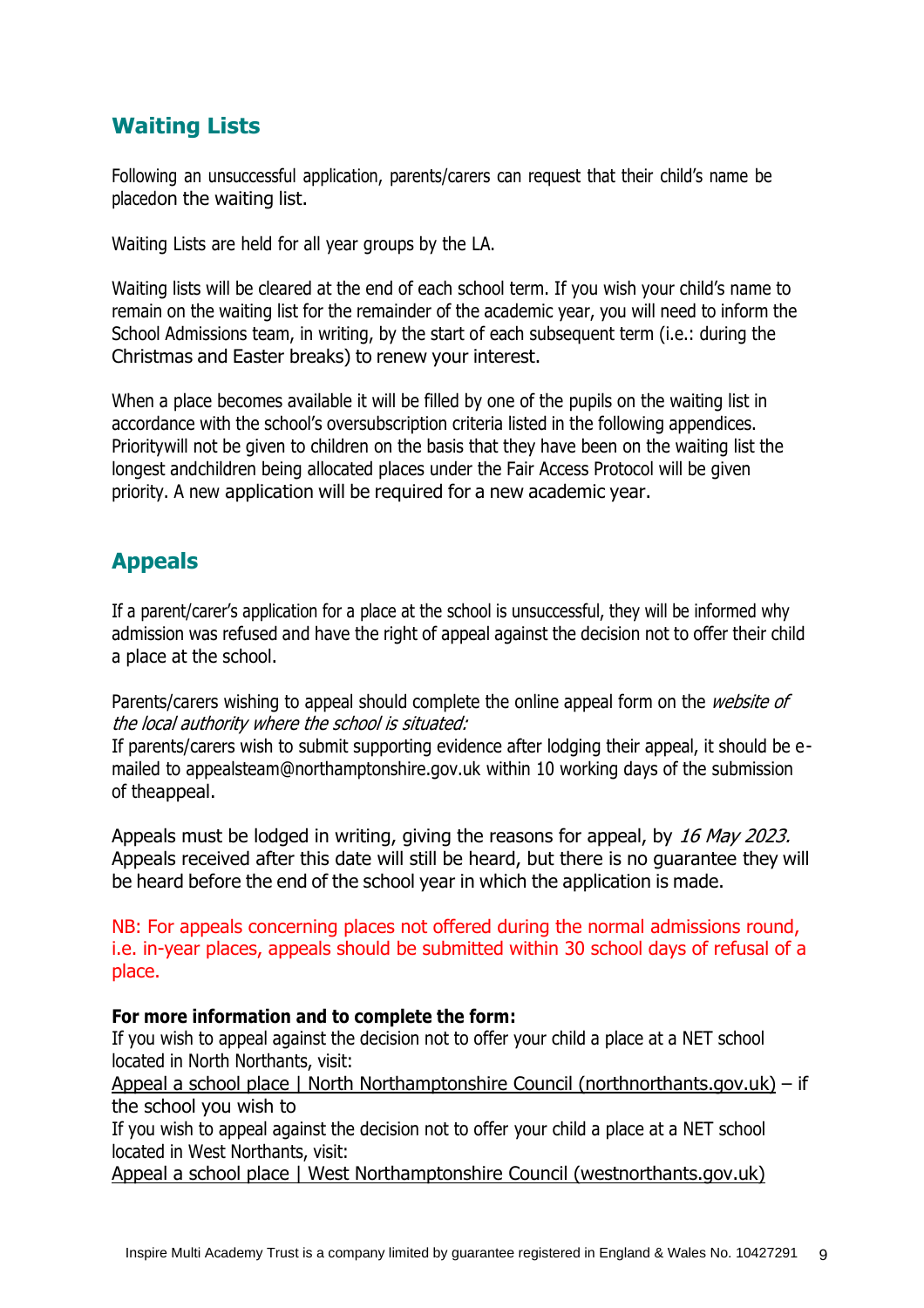## Waiting Lists

Following an unsuccessful application, parents/carers can request that their child's name be placedon the waiting list.

Waiting Lists are held for all year groups by the LA.

Waiting lists will be cleared at the end of each school term. If you wish your child's name to remain on the waiting list for the remainder of the academic year, you will need to inform the School Admissions team, in writing, by the start of each subsequent term (i.e.: during the Christmas and Easter breaks) to renew your interest.

When a place becomes available it will be filled by one of the pupils on the waiting list in accordance with the school's oversubscription criteria listed in the following appendices. Prioritywill not be given to children on the basis that they have been on the waiting list the longest andchildren being allocated places under the Fair Access Protocol will be given priority. A new application will be required for a new academic year.

## Appeals

If a parent/carer's application for a place at the school is unsuccessful, they will be informed why admission was refused and have the right of appeal against the decision not to offer their child a place at the school.

Parents/carers wishing to appeal should complete the online appeal form on the *website of the local authority where the school is situated:*
If parents/carers wish to submit supporting evidence after lodging their appeal, it should be e-mailed to appealsteam@northamptonshire.gov.uk within 10 working days of the submission of theappeal.

Appeals must be lodged in writing, giving the reasons for appeal, by *16 May 2023.* Appeals received after this date will still be heard, but there is no guarantee they will be heard before the end of the school year in which the application is made.

NB: For appeals concerning places not offered during the normal admissions round, i.e. in-year places, appeals should be submitted within 30 school days of refusal of a place.

**For more information and to complete the form:**
If you wish to appeal against the decision not to offer your child a place at a NET school located in North Northants, visit:
Appeal a school place | North Northamptonshire Council (northnorthants.gov.uk) – if the school you wish to
If you wish to appeal against the decision not to offer your child a place at a NET school located in West Northants, visit:
Appeal a school place | West Northamptonshire Council (westnorthants.gov.uk)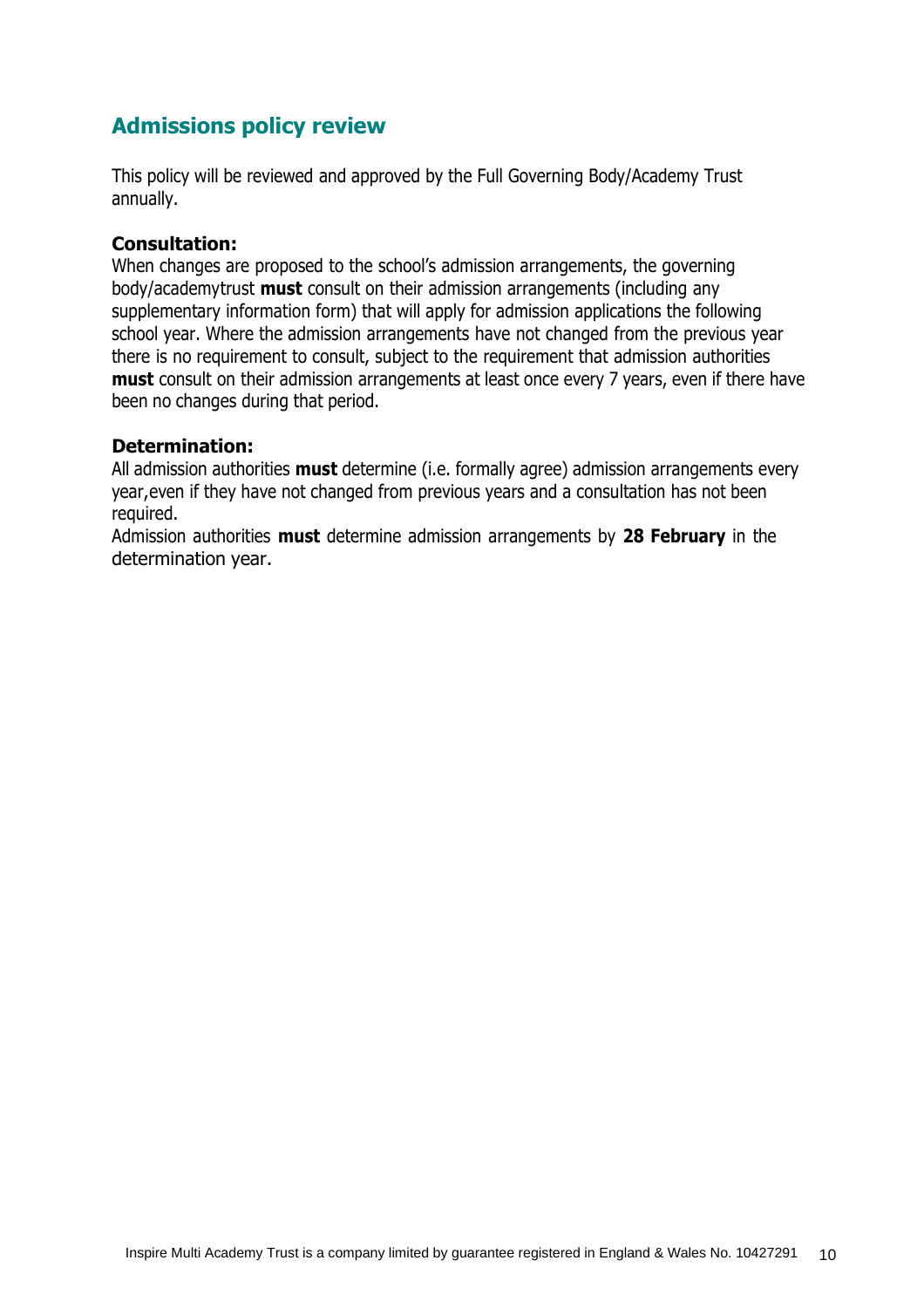## Admissions policy review

This policy will be reviewed and approved by the Full Governing Body/Academy Trust annually.

**Consultation:**
When changes are proposed to the school's admission arrangements, the governing body/academytrust **must** consult on their admission arrangements (including any supplementary information form) that will apply for admission applications the following school year. Where the admission arrangements have not changed from the previous year there is no requirement to consult, subject to the requirement that admission authorities **must** consult on their admission arrangements at least once every 7 years, even if there have been no changes during that period.

**Determination:**
All admission authorities **must** determine (i.e. formally agree) admission arrangements every year,even if they have not changed from previous years and a consultation has not been required.
Admission authorities **must** determine admission arrangements by **28 February** in the determination year.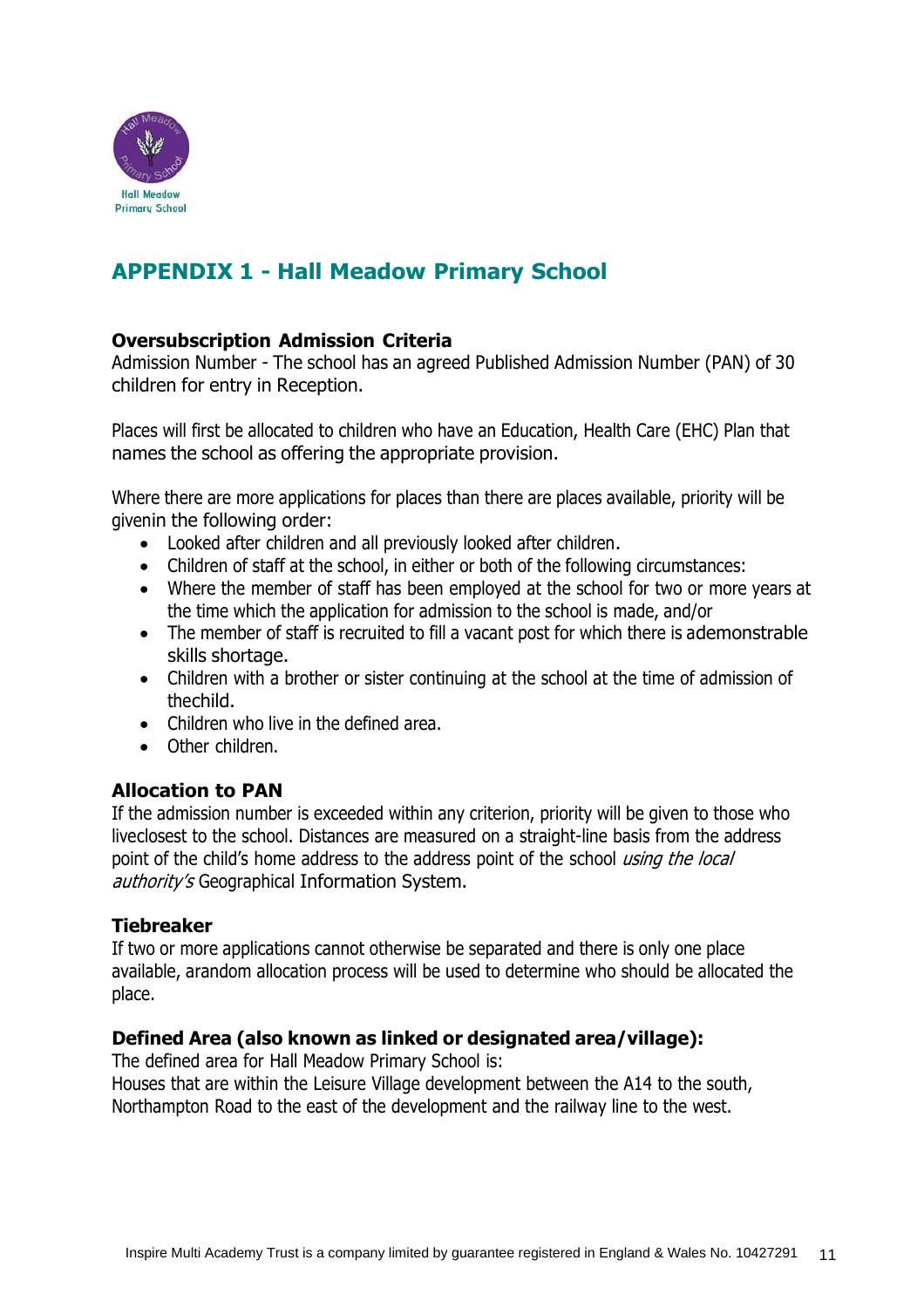## APPENDIX 1 - Hall Meadow Primary School

### Oversubscription Admission Criteria

Admission Number - The school has an agreed Published Admission Number (PAN) of 30 children for entry in Reception.

Places will first be allocated to children who have an Education, Health Care (EHC) Plan that names the school as offering the appropriate provision.

Where there are more applications for places than there are places available, priority will be givenin the following order:

- Looked after children and all previously looked after children.
- Children of staff at the school, in either or both of the following circumstances:
- Where the member of staff has been employed at the school for two or more years at the time which the application for admission to the school is made, and/or
- The member of staff is recruited to fill a vacant post for which there is ademonstrable skills shortage.
- Children with a brother or sister continuing at the school at the time of admission of thechild.
- Children who live in the defined area.
- Other children.

### Allocation to PAN

If the admission number is exceeded within any criterion, priority will be given to those who liveclosest to the school. Distances are measured on a straight-line basis from the address point of the child's home address to the address point of the school *using the local authority's* Geographical Information System.

### Tiebreaker

If two or more applications cannot otherwise be separated and there is only one place available, arandom allocation process will be used to determine who should be allocated the place.

### Defined Area (also known as linked or designated area/village):

The defined area for Hall Meadow Primary School is:
Houses that are within the Leisure Village development between the A14 to the south, Northampton Road to the east of the development and the railway line to the west.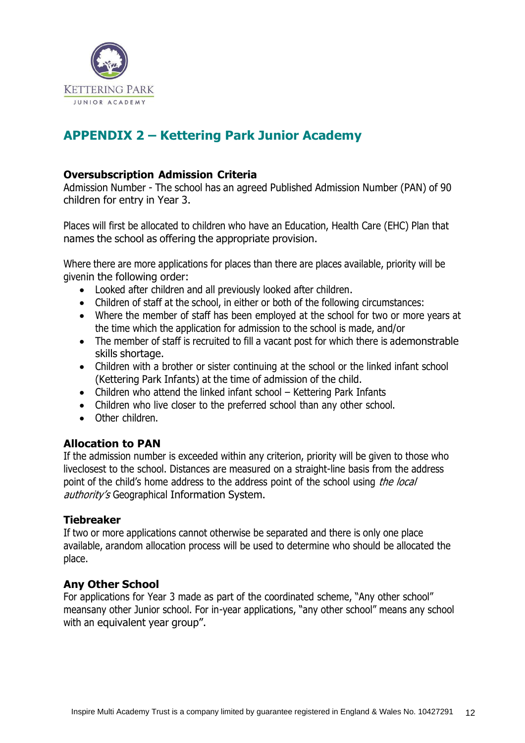KETTERING PARK
JUNIOR ACADEMY

## APPENDIX 2 – Kettering Park Junior Academy

### Oversubscription Admission Criteria

Admission Number - The school has an agreed Published Admission Number (PAN) of 90 children for entry in Year 3.

Places will first be allocated to children who have an Education, Health Care (EHC) Plan that names the school as offering the appropriate provision.

Where there are more applications for places than there are places available, priority will be givenin the following order:

- Looked after children and all previously looked after children.
- Children of staff at the school, in either or both of the following circumstances:
- Where the member of staff has been employed at the school for two or more years at the time which the application for admission to the school is made, and/or
- The member of staff is recruited to fill a vacant post for which there is ademonstrable skills shortage.
- Children with a brother or sister continuing at the school or the linked infant school (Kettering Park Infants) at the time of admission of the child.
- Children who attend the linked infant school – Kettering Park Infants
- Children who live closer to the preferred school than any other school.
- Other children.

### Allocation to PAN

If the admission number is exceeded within any criterion, priority will be given to those who liveclosest to the school. Distances are measured on a straight-line basis from the address point of the child's home address to the address point of the school using *the local authority's* Geographical Information System.

### Tiebreaker

If two or more applications cannot otherwise be separated and there is only one place available, arandom allocation process will be used to determine who should be allocated the place.

### Any Other School

For applications for Year 3 made as part of the coordinated scheme, "Any other school" meansany other Junior school. For in-year applications, "any other school" means any school with an equivalent year group".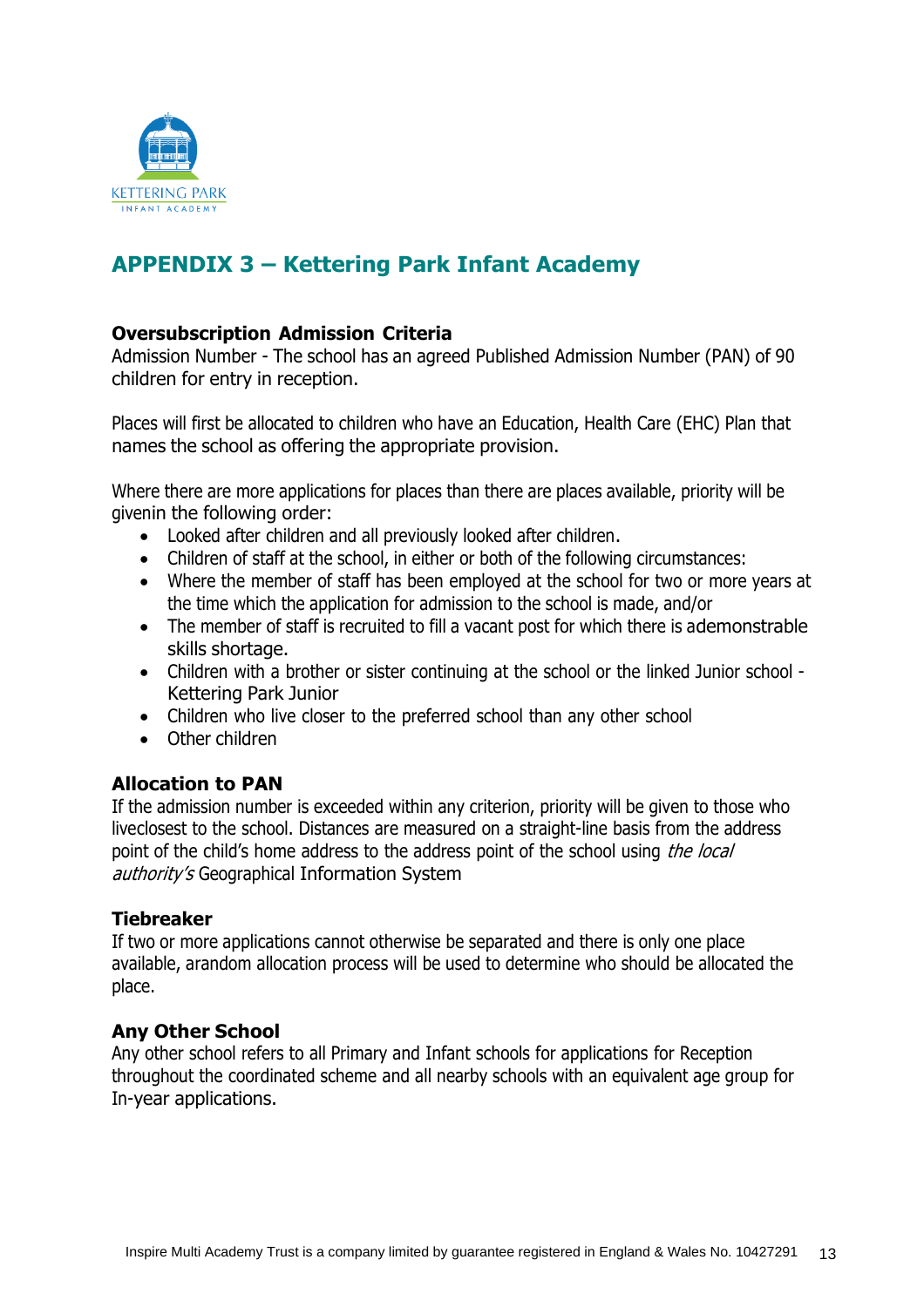## APPENDIX 3 – Kettering Park Infant Academy

### Oversubscription Admission Criteria

Admission Number - The school has an agreed Published Admission Number (PAN) of 90 children for entry in reception.

Places will first be allocated to children who have an Education, Health Care (EHC) Plan that names the school as offering the appropriate provision.

Where there are more applications for places than there are places available, priority will be givenin the following order:

- Looked after children and all previously looked after children.
- Children of staff at the school, in either or both of the following circumstances:
- Where the member of staff has been employed at the school for two or more years at the time which the application for admission to the school is made, and/or
- The member of staff is recruited to fill a vacant post for which there is ademonstrable skills shortage.
- Children with a brother or sister continuing at the school or the linked Junior school - Kettering Park Junior
- Children who live closer to the preferred school than any other school
- Other children

### Allocation to PAN

If the admission number is exceeded within any criterion, priority will be given to those who liveclosest to the school. Distances are measured on a straight-line basis from the address point of the child's home address to the address point of the school using *the local authority's* Geographical Information System

### Tiebreaker

If two or more applications cannot otherwise be separated and there is only one place available, arandom allocation process will be used to determine who should be allocated the place.

### Any Other School

Any other school refers to all Primary and Infant schools for applications for Reception throughout the coordinated scheme and all nearby schools with an equivalent age group for In-year applications.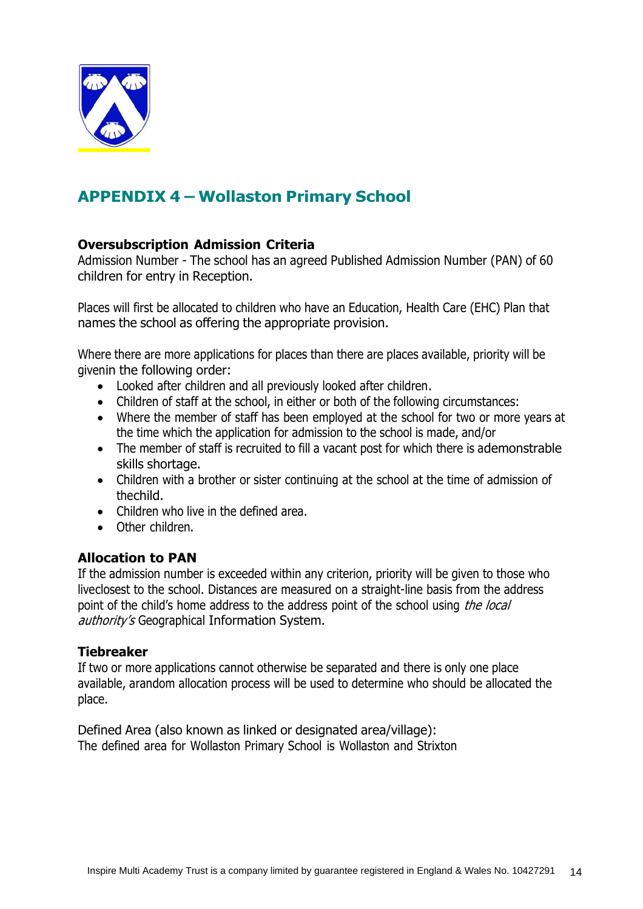## APPENDIX 4 – Wollaston Primary School

**Oversubscription Admission Criteria**

Admission Number - The school has an agreed Published Admission Number (PAN) of 60 children for entry in Reception.

Places will first be allocated to children who have an Education, Health Care (EHC) Plan that names the school as offering the appropriate provision.

Where there are more applications for places than there are places available, priority will be givenin the following order:

- Looked after children and all previously looked after children.
- Children of staff at the school, in either or both of the following circumstances:
- Where the member of staff has been employed at the school for two or more years at the time which the application for admission to the school is made, and/or
- The member of staff is recruited to fill a vacant post for which there is ademonstrable skills shortage.
- Children with a brother or sister continuing at the school at the time of admission of thechild.
- Children who live in the defined area.
- Other children.

**Allocation to PAN**

If the admission number is exceeded within any criterion, priority will be given to those who liveclosest to the school. Distances are measured on a straight-line basis from the address point of the child's home address to the address point of the school using *the local authority's* Geographical Information System.

**Tiebreaker**

If two or more applications cannot otherwise be separated and there is only one place available, arandom allocation process will be used to determine who should be allocated the place.

Defined Area (also known as linked or designated area/village):
The defined area for Wollaston Primary School is Wollaston and Strixton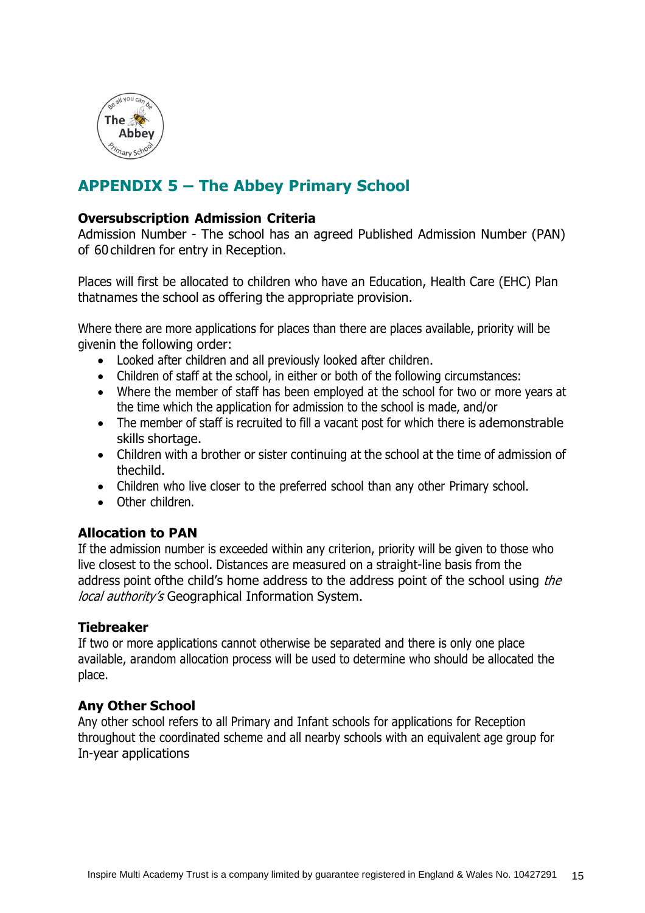## APPENDIX 5 – The Abbey Primary School

**Oversubscription Admission Criteria**

Admission Number - The school has an agreed Published Admission Number (PAN) of 60 children for entry in Reception.

Places will first be allocated to children who have an Education, Health Care (EHC) Plan thatnames the school as offering the appropriate provision.

Where there are more applications for places than there are places available, priority will be givenin the following order:

- Looked after children and all previously looked after children.
- Children of staff at the school, in either or both of the following circumstances:
- Where the member of staff has been employed at the school for two or more years at the time which the application for admission to the school is made, and/or
- The member of staff is recruited to fill a vacant post for which there is ademonstrable skills shortage.
- Children with a brother or sister continuing at the school at the time of admission of thechild.
- Children who live closer to the preferred school than any other Primary school.
- Other children.

**Allocation to PAN**

If the admission number is exceeded within any criterion, priority will be given to those who live closest to the school. Distances are measured on a straight-line basis from the address point ofthe child's home address to the address point of the school using *the local authority's* Geographical Information System.

**Tiebreaker**

If two or more applications cannot otherwise be separated and there is only one place available, arandom allocation process will be used to determine who should be allocated the place.

**Any Other School**

Any other school refers to all Primary and Infant schools for applications for Reception throughout the coordinated scheme and all nearby schools with an equivalent age group for In-year applications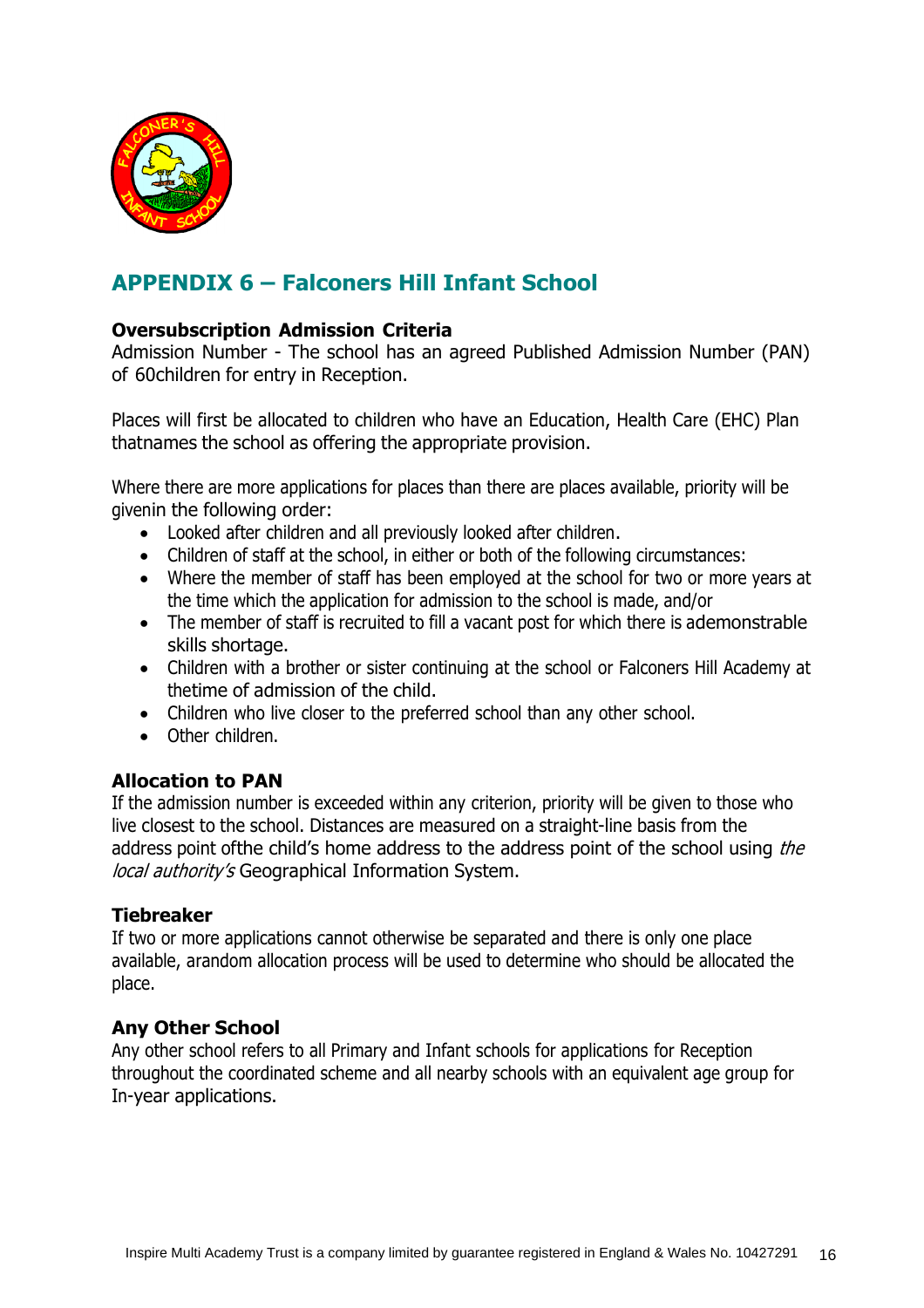## APPENDIX 6 – Falconers Hill Infant School

**Oversubscription Admission Criteria**
Admission Number - The school has an agreed Published Admission Number (PAN) of 60children for entry in Reception.

Places will first be allocated to children who have an Education, Health Care (EHC) Plan thatnames the school as offering the appropriate provision.

Where there are more applications for places than there are places available, priority will be givenin the following order:

- Looked after children and all previously looked after children.
- Children of staff at the school, in either or both of the following circumstances:
- Where the member of staff has been employed at the school for two or more years at the time which the application for admission to the school is made, and/or
- The member of staff is recruited to fill a vacant post for which there is ademonstrable skills shortage.
- Children with a brother or sister continuing at the school or Falconers Hill Academy at thetime of admission of the child.
- Children who live closer to the preferred school than any other school.
- Other children.

**Allocation to PAN**
If the admission number is exceeded within any criterion, priority will be given to those who live closest to the school. Distances are measured on a straight-line basis from the address point ofthe child's home address to the address point of the school using *the local authority's* Geographical Information System.

**Tiebreaker**
If two or more applications cannot otherwise be separated and there is only one place available, arandom allocation process will be used to determine who should be allocated the place.

**Any Other School**
Any other school refers to all Primary and Infant schools for applications for Reception throughout the coordinated scheme and all nearby schools with an equivalent age group for In-year applications.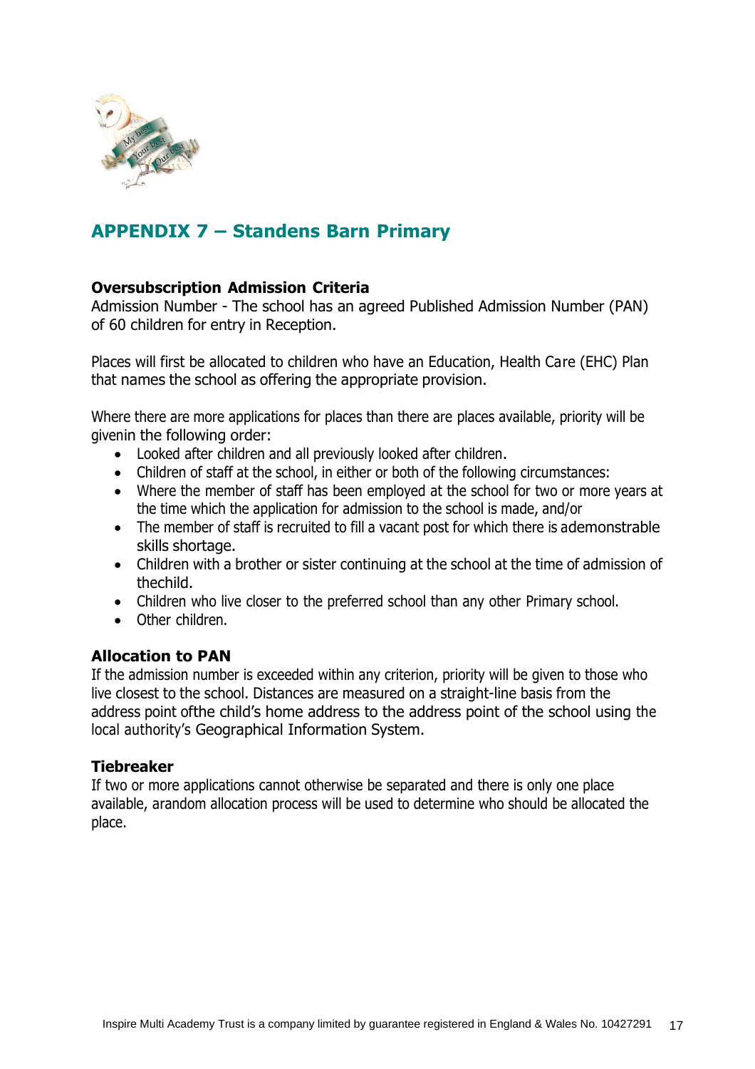## APPENDIX 7 – Standens Barn Primary

**Oversubscription Admission Criteria**

Admission Number - The school has an agreed Published Admission Number (PAN) of 60 children for entry in Reception.

Places will first be allocated to children who have an Education, Health Care (EHC) Plan that names the school as offering the appropriate provision.

Where there are more applications for places than there are places available, priority will be givenin the following order:

- Looked after children and all previously looked after children.
- Children of staff at the school, in either or both of the following circumstances:
- Where the member of staff has been employed at the school for two or more years at the time which the application for admission to the school is made, and/or
- The member of staff is recruited to fill a vacant post for which there is ademonstrable skills shortage.
- Children with a brother or sister continuing at the school at the time of admission of thechild.
- Children who live closer to the preferred school than any other Primary school.
- Other children.

**Allocation to PAN**

If the admission number is exceeded within any criterion, priority will be given to those who live closest to the school. Distances are measured on a straight-line basis from the address point ofthe child's home address to the address point of the school using the local authority's Geographical Information System.

**Tiebreaker**

If two or more applications cannot otherwise be separated and there is only one place available, arandom allocation process will be used to determine who should be allocated the place.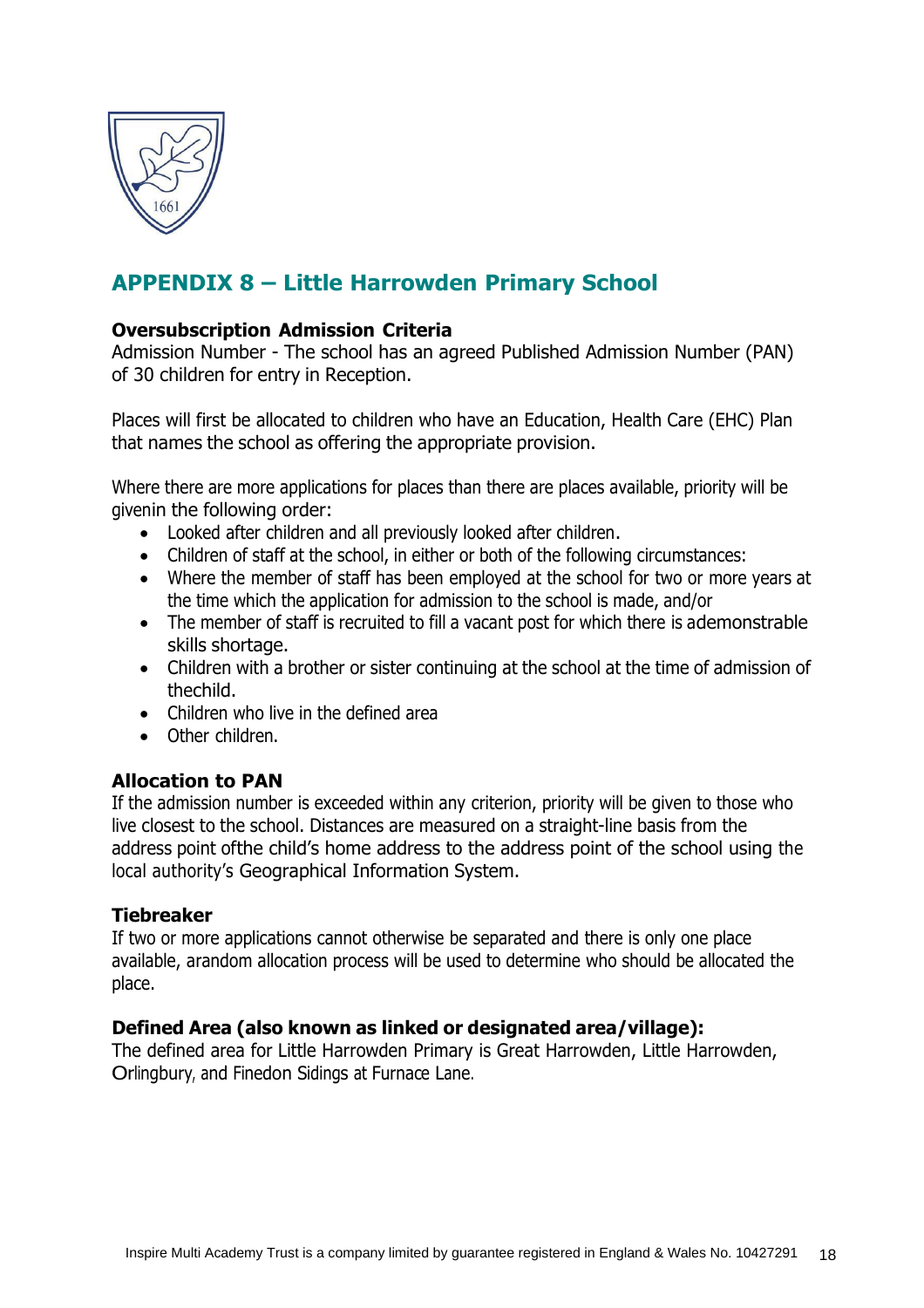## APPENDIX 8 – Little Harrowden Primary School

**Oversubscription Admission Criteria**

Admission Number - The school has an agreed Published Admission Number (PAN) of 30 children for entry in Reception.

Places will first be allocated to children who have an Education, Health Care (EHC) Plan that names the school as offering the appropriate provision.

Where there are more applications for places than there are places available, priority will be givenin the following order:

- Looked after children and all previously looked after children.
- Children of staff at the school, in either or both of the following circumstances:
- Where the member of staff has been employed at the school for two or more years at the time which the application for admission to the school is made, and/or
- The member of staff is recruited to fill a vacant post for which there is ademonstrable skills shortage.
- Children with a brother or sister continuing at the school at the time of admission of thechild.
- Children who live in the defined area
- Other children.

**Allocation to PAN**

If the admission number is exceeded within any criterion, priority will be given to those who live closest to the school. Distances are measured on a straight-line basis from the address point ofthe child's home address to the address point of the school using the local authority's Geographical Information System.

**Tiebreaker**

If two or more applications cannot otherwise be separated and there is only one place available, arandom allocation process will be used to determine who should be allocated the place.

**Defined Area (also known as linked or designated area/village):**

The defined area for Little Harrowden Primary is Great Harrowden, Little Harrowden, Orlingbury, and Finedon Sidings at Furnace Lane.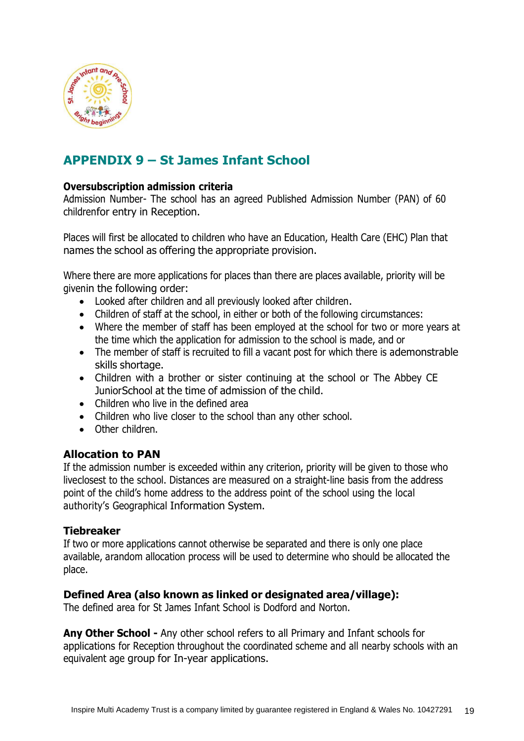## APPENDIX 9 – St James Infant School

**Oversubscription admission criteria**

Admission Number- The school has an agreed Published Admission Number (PAN) of 60 childrenfor entry in Reception.

Places will first be allocated to children who have an Education, Health Care (EHC) Plan that names the school as offering the appropriate provision.

Where there are more applications for places than there are places available, priority will be givenin the following order:

- Looked after children and all previously looked after children.
- Children of staff at the school, in either or both of the following circumstances:
- Where the member of staff has been employed at the school for two or more years at the time which the application for admission to the school is made, and or
- The member of staff is recruited to fill a vacant post for which there is ademonstrable skills shortage.
- Children with a brother or sister continuing at the school or The Abbey CE JuniorSchool at the time of admission of the child.
- Children who live in the defined area
- Children who live closer to the school than any other school.
- Other children.

### Allocation to PAN

If the admission number is exceeded within any criterion, priority will be given to those who liveclosest to the school. Distances are measured on a straight-line basis from the address point of the child's home address to the address point of the school using the local authority's Geographical Information System.

### Tiebreaker

If two or more applications cannot otherwise be separated and there is only one place available, arandom allocation process will be used to determine who should be allocated the place.

### Defined Area (also known as linked or designated area/village):

The defined area for St James Infant School is Dodford and Norton.

**Any Other School -** Any other school refers to all Primary and Infant schools for applications for Reception throughout the coordinated scheme and all nearby schools with an equivalent age group for In-year applications.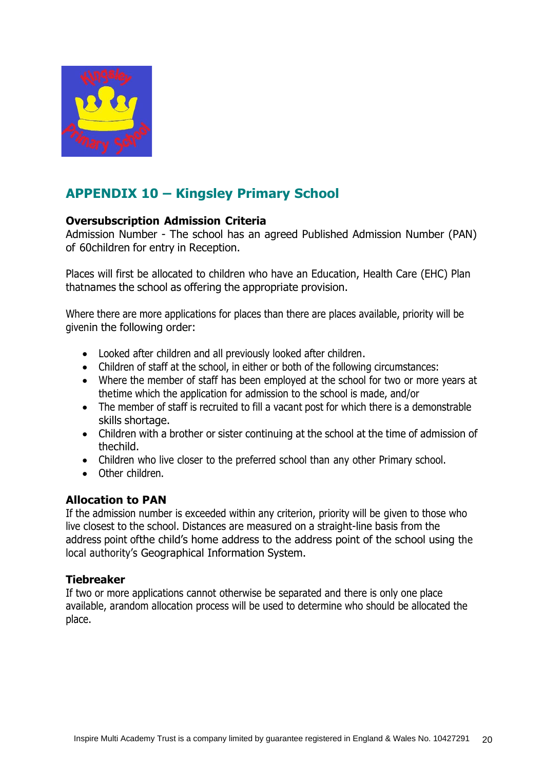## APPENDIX 10 – Kingsley Primary School

**Oversubscription Admission Criteria**

Admission Number - The school has an agreed Published Admission Number (PAN) of 60children for entry in Reception.

Places will first be allocated to children who have an Education, Health Care (EHC) Plan thatnames the school as offering the appropriate provision.

Where there are more applications for places than there are places available, priority will be givenin the following order:

- Looked after children and all previously looked after children.
- Children of staff at the school, in either or both of the following circumstances:
- Where the member of staff has been employed at the school for two or more years at thetime which the application for admission to the school is made, and/or
- The member of staff is recruited to fill a vacant post for which there is a demonstrable skills shortage.
- Children with a brother or sister continuing at the school at the time of admission of thechild.
- Children who live closer to the preferred school than any other Primary school.
- Other children.

**Allocation to PAN**

If the admission number is exceeded within any criterion, priority will be given to those who live closest to the school. Distances are measured on a straight-line basis from the address point ofthe child's home address to the address point of the school using the local authority's Geographical Information System.

**Tiebreaker**

If two or more applications cannot otherwise be separated and there is only one place available, arandom allocation process will be used to determine who should be allocated the place.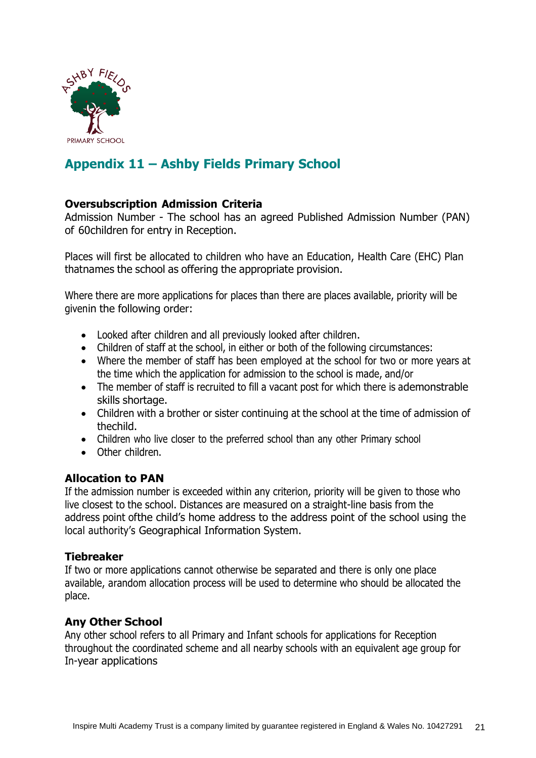## Appendix 11 – Ashby Fields Primary School

**Oversubscription Admission Criteria**

Admission Number - The school has an agreed Published Admission Number (PAN) of 60children for entry in Reception.

Places will first be allocated to children who have an Education, Health Care (EHC) Plan thatnames the school as offering the appropriate provision.

Where there are more applications for places than there are places available, priority will be givenin the following order:

- Looked after children and all previously looked after children.
- Children of staff at the school, in either or both of the following circumstances:
- Where the member of staff has been employed at the school for two or more years at the time which the application for admission to the school is made, and/or
- The member of staff is recruited to fill a vacant post for which there is ademonstrable skills shortage.
- Children with a brother or sister continuing at the school at the time of admission of thechild.
- Children who live closer to the preferred school than any other Primary school
- Other children.

**Allocation to PAN**

If the admission number is exceeded within any criterion, priority will be given to those who live closest to the school. Distances are measured on a straight-line basis from the address point ofthe child's home address to the address point of the school using the local authority's Geographical Information System.

**Tiebreaker**

If two or more applications cannot otherwise be separated and there is only one place available, arandom allocation process will be used to determine who should be allocated the place.

**Any Other School**

Any other school refers to all Primary and Infant schools for applications for Reception throughout the coordinated scheme and all nearby schools with an equivalent age group for In-year applications